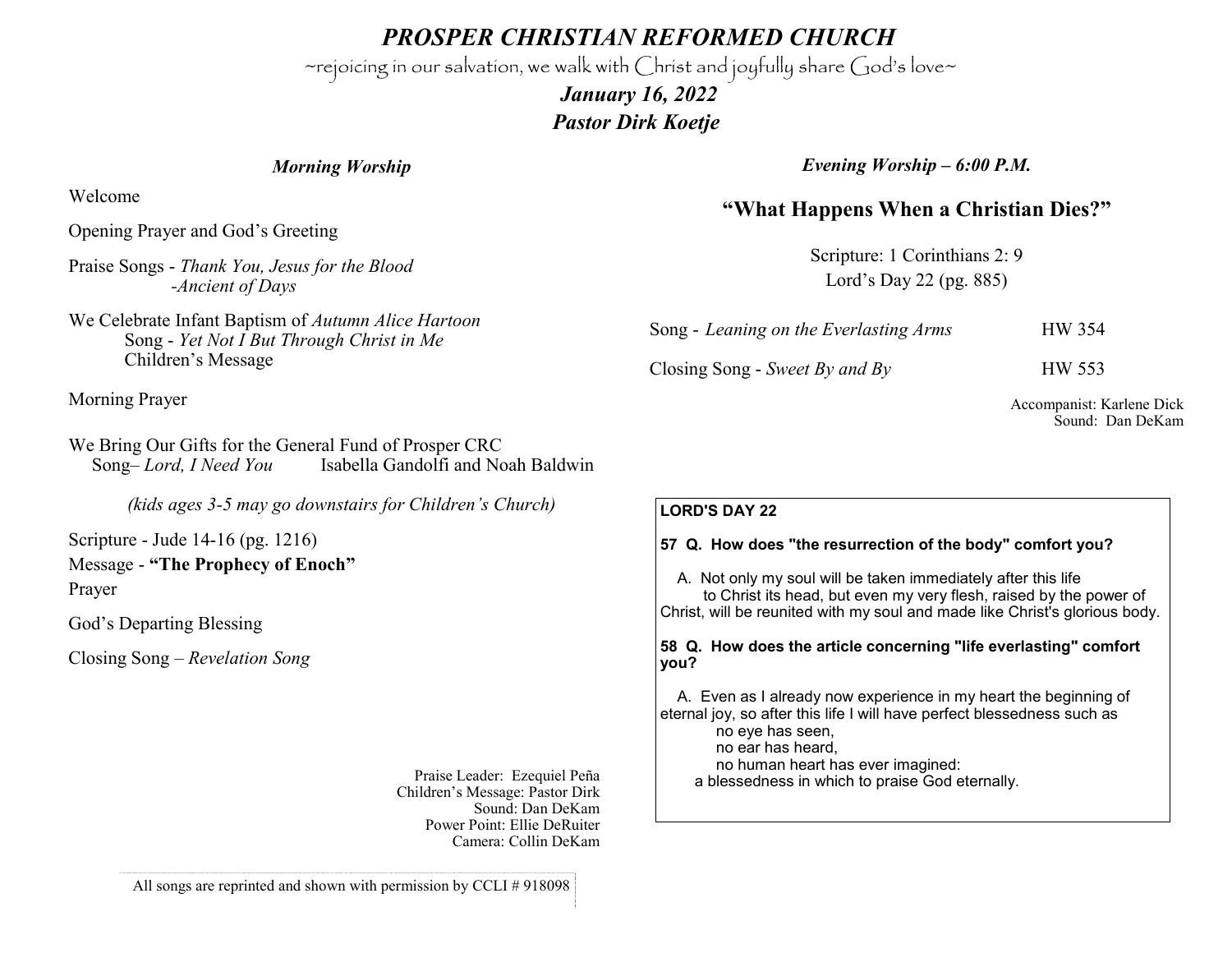# *PROSPER CHRISTIAN REFORMED CHURCH*

~rejoicing in our salvation, we walk with Christ and joyfully share God's love~

***January 16, 2022***

***Pastor Dirk Koetje***

## *Morning Worship*

Welcome

Opening Prayer and God's Greeting

Praise Songs - *Thank You, Jesus for the Blood*
-*Ancient of Days*

We Celebrate Infant Baptism of *Autumn Alice Hartoon*
Song - *Yet Not I But Through Christ in Me*
Children's Message

Morning Prayer

We Bring Our Gifts for the General Fund of Prosper CRC
Song– *Lord, I Need You* Isabella Gandolfi and Noah Baldwin

*(kids ages 3-5 may go downstairs for Children's Church)*

Scripture - Jude 14-16 (pg. 1216)

Message - **"The Prophecy of Enoch"**

Prayer

God's Departing Blessing

Closing Song – *Revelation Song*

Praise Leader: Ezequiel Peña
Children's Message: Pastor Dirk
Sound: Dan DeKam
Power Point: Ellie DeRuiter
Camera: Collin DeKam

All songs are reprinted and shown with permission by CCLI # 918098

## *Evening Worship – 6:00 P.M.*

### "What Happens When a Christian Dies?"

Scripture: 1 Corinthians 2: 9
Lord's Day 22 (pg. 885)

Song - *Leaning on the Everlasting Arms* HW 354

Closing Song - *Sweet By and By* HW 553

Accompanist: Karlene Dick
Sound: Dan DeKam

**LORD'S DAY 22**

**57 Q. How does "the resurrection of the body" comfort you?**

A. Not only my soul will be taken immediately after this life to Christ its head, but even my very flesh, raised by the power of Christ, will be reunited with my soul and made like Christ's glorious body.

**58 Q. How does the article concerning "life everlasting" comfort you?**

A. Even as I already now experience in my heart the beginning of eternal joy, so after this life I will have perfect blessedness such as
no eye has seen,
no ear has heard,
no human heart has ever imagined:
a blessedness in which to praise God eternally.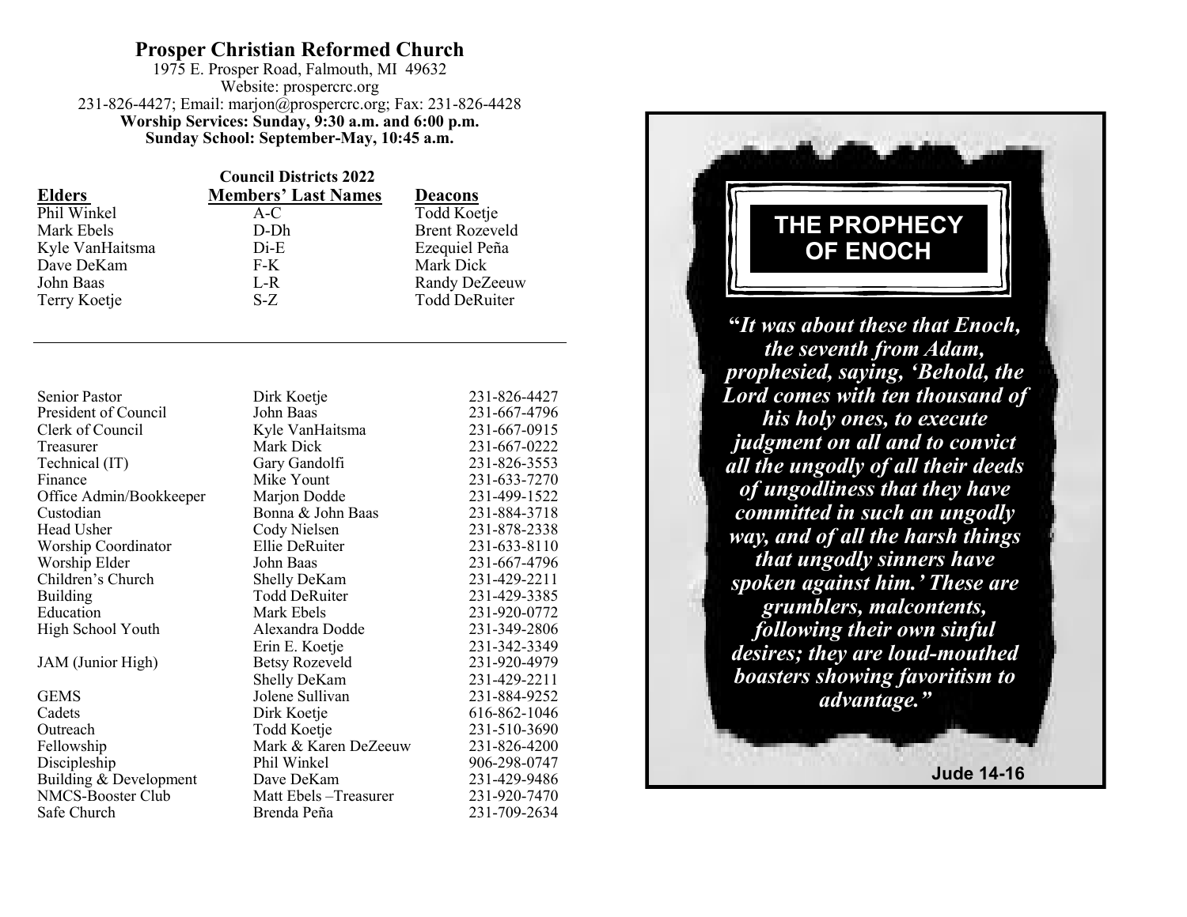# Prosper Christian Reformed Church

1975 E. Prosper Road, Falmouth, MI 49632
Website: prospercrc.org
231-826-4427; Email: marjon@prospercrc.org; Fax: 231-826-4428
**Worship Services: Sunday, 9:30 a.m. and 6:00 p.m.**
**Sunday School: September-May, 10:45 a.m.**

**Council Districts 2022**

| Elders | Members' Last Names | Deacons |
|---|---|---|
| Phil Winkel | A-C | Todd Koetje |
| Mark Ebels | D-Dh | Brent Rozeveld |
| Kyle VanHaitsma | Di-E | Ezequiel Peña |
| Dave DeKam | F-K | Mark Dick |
| John Baas | L-R | Randy DeZeeuw |
| Terry Koetje | S-Z | Todd DeRuiter |

---

| | | |
|---|---|---|
| Senior Pastor | Dirk Koetje | 231-826-4427 |
| President of Council | John Baas | 231-667-4796 |
| Clerk of Council | Kyle VanHaitsma | 231-667-0915 |
| Treasurer | Mark Dick | 231-667-0222 |
| Technical (IT) | Gary Gandolfi | 231-826-3553 |
| Finance | Mike Yount | 231-633-7270 |
| Office Admin/Bookkeeper | Marjon Dodde | 231-499-1522 |
| Custodian | Bonna & John Baas | 231-884-3718 |
| Head Usher | Cody Nielsen | 231-878-2338 |
| Worship Coordinator | Ellie DeRuiter | 231-633-8110 |
| Worship Elder | John Baas | 231-667-4796 |
| Children's Church | Shelly DeKam | 231-429-2211 |
| Building | Todd DeRuiter | 231-429-3385 |
| Education | Mark Ebels | 231-920-0772 |
| High School Youth | Alexandra Dodde | 231-349-2806 |
| | Erin E. Koetje | 231-342-3349 |
| JAM (Junior High) | Betsy Rozeveld | 231-920-4979 |
| | Shelly DeKam | 231-429-2211 |
| GEMS | Jolene Sullivan | 231-884-9252 |
| Cadets | Dirk Koetje | 616-862-1046 |
| Outreach | Todd Koetje | 231-510-3690 |
| Fellowship | Mark & Karen DeZeeuw | 231-826-4200 |
| Discipleship | Phil Winkel | 906-298-0747 |
| Building & Development | Dave DeKam | 231-429-9486 |
| NMCS-Booster Club | Matt Ebels –Treasurer | 231-920-7470 |
| Safe Church | Brenda Peña | 231-709-2634 |

## THE PROPHECY OF ENOCH

***"It was about these that Enoch, the seventh from Adam, prophesied, saying, 'Behold, the Lord comes with ten thousand of his holy ones, to execute judgment on all and to convict all the ungodly of all their deeds of ungodliness that they have committed in such an ungodly way, and of all the harsh things that ungodly sinners have spoken against him.' These are grumblers, malcontents, following their own sinful desires; they are loud-mouthed boasters showing favoritism to advantage."***

**Jude 14-16**